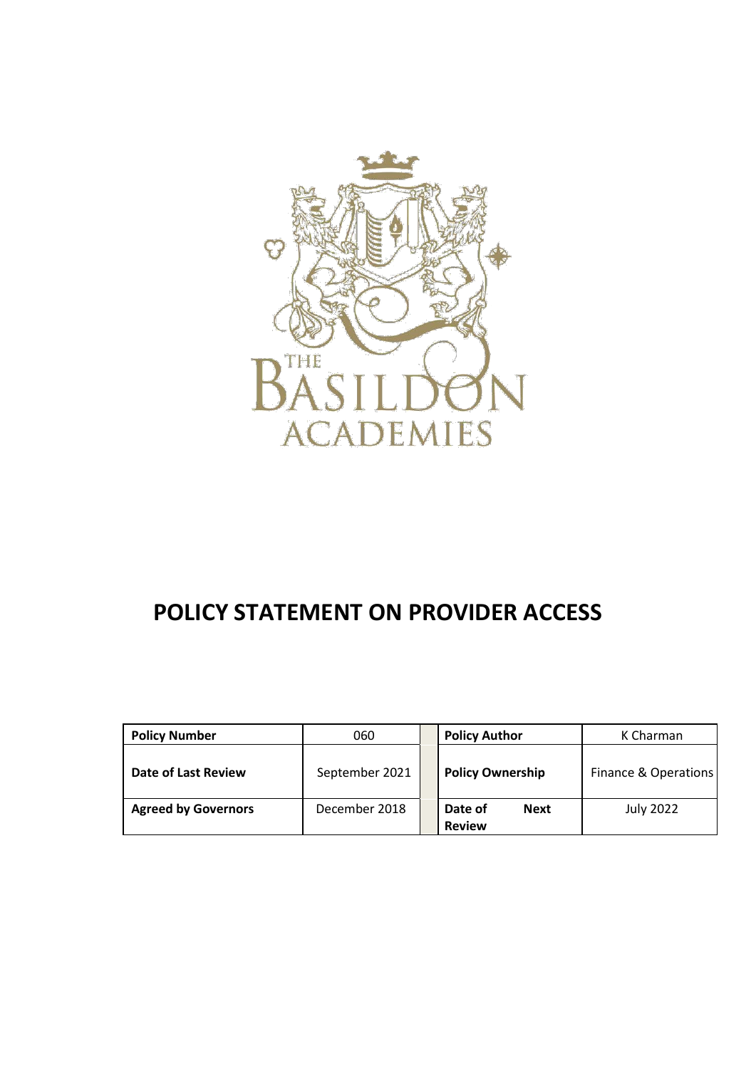THE BASILDON ACADEMIES

# POLICY STATEMENT ON PROVIDER ACCESS

| Policy Number | 060 | | Policy Author | K Charman |
|---|---|---|---|---|
| Date of Last Review | September 2021 | | Policy Ownership | Finance & Operations |
| Agreed by Governors | December 2018 | | Date of Next Review | July 2022 |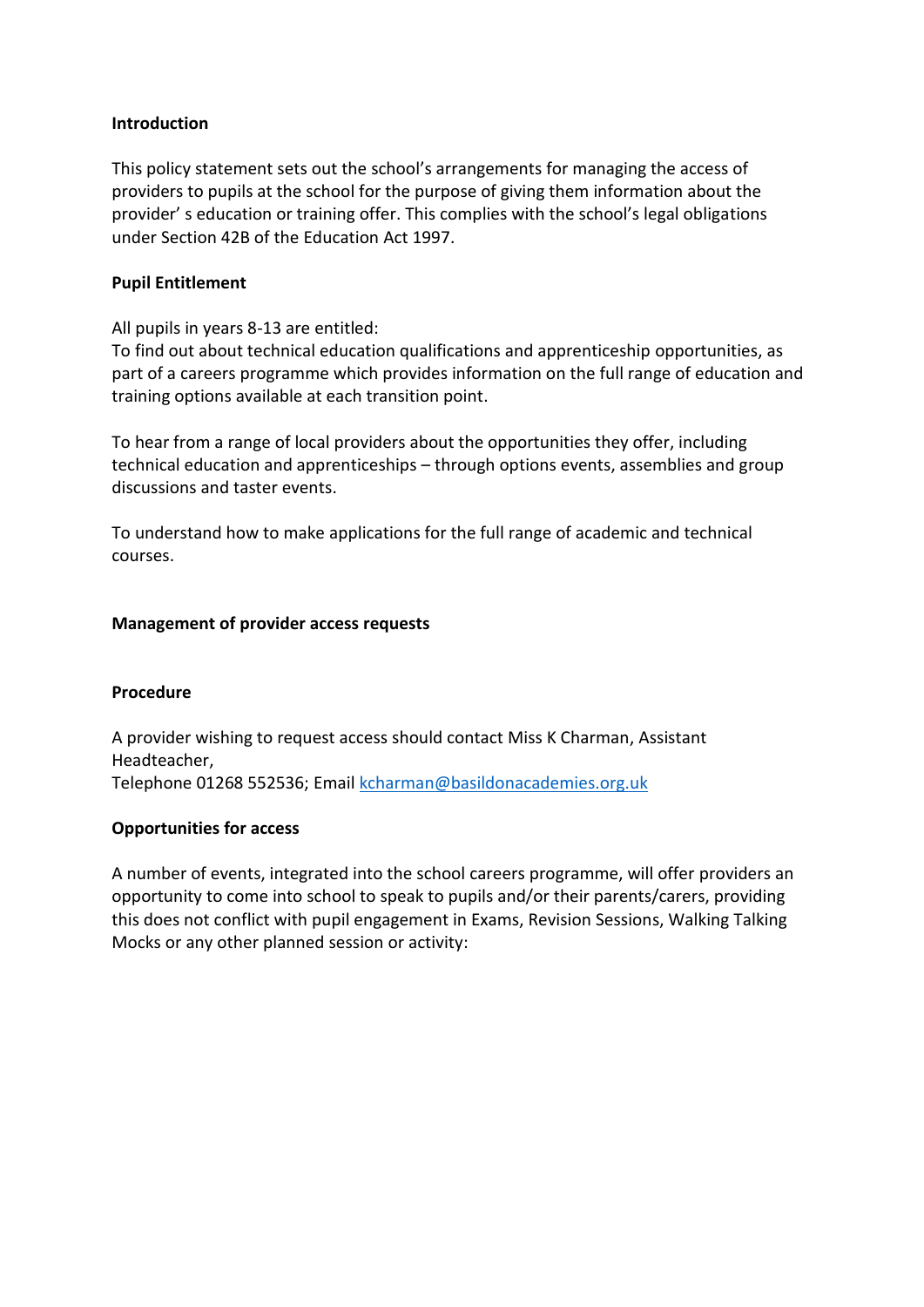**Introduction**

This policy statement sets out the school's arrangements for managing the access of providers to pupils at the school for the purpose of giving them information about the provider' s education or training offer. This complies with the school's legal obligations under Section 42B of the Education Act 1997.

**Pupil Entitlement**

All pupils in years 8-13 are entitled:
To find out about technical education qualifications and apprenticeship opportunities, as part of a careers programme which provides information on the full range of education and training options available at each transition point.

To hear from a range of local providers about the opportunities they offer, including technical education and apprenticeships – through options events, assemblies and group discussions and taster events.

To understand how to make applications for the full range of academic and technical courses.

**Management of provider access requests**

**Procedure**

A provider wishing to request access should contact Miss K Charman, Assistant Headteacher,
Telephone 01268 552536; Email kcharman@basildonacademies.org.uk

**Opportunities for access**

A number of events, integrated into the school careers programme, will offer providers an opportunity to come into school to speak to pupils and/or their parents/carers, providing this does not conflict with pupil engagement in Exams, Revision Sessions, Walking Talking Mocks or any other planned session or activity: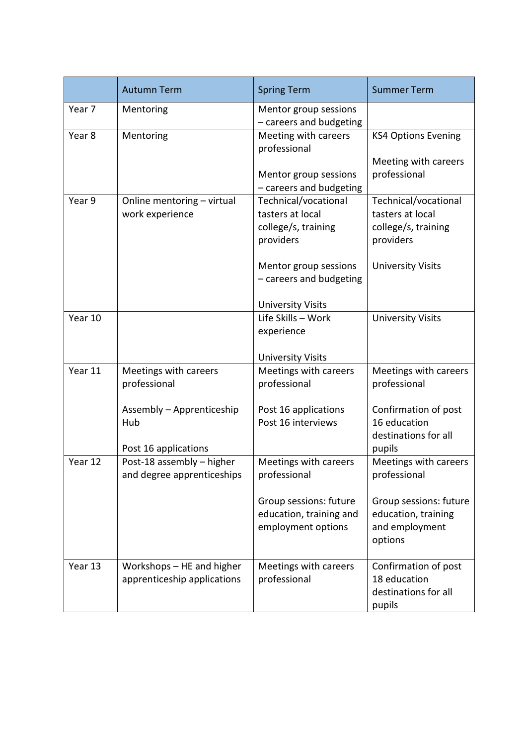| | Autumn Term | Spring Term | Summer Term |
|---|---|---|---|
| Year 7 | Mentoring | Mentor group sessions – careers and budgeting | |
| Year 8 | Mentoring | Meeting with careers professional<br><br>Mentor group sessions – careers and budgeting | KS4 Options Evening<br><br>Meeting with careers professional |
| Year 9 | Online mentoring – virtual work experience | Technical/vocational tasters at local college/s, training providers<br><br>Mentor group sessions – careers and budgeting<br><br>University Visits | Technical/vocational tasters at local college/s, training providers<br><br>University Visits |
| Year 10 | | Life Skills – Work experience<br><br>University Visits | University Visits |
| Year 11 | Meetings with careers professional<br><br>Assembly – Apprenticeship Hub<br><br>Post 16 applications | Meetings with careers professional<br><br>Post 16 applications<br>Post 16 interviews | Meetings with careers professional<br><br>Confirmation of post 16 education destinations for all pupils |
| Year 12 | Post-18 assembly – higher and degree apprenticeships | Meetings with careers professional<br><br>Group sessions: future education, training and employment options | Meetings with careers professional<br><br>Group sessions: future education, training and employment options |
| Year 13 | Workshops – HE and higher apprenticeship applications | Meetings with careers professional | Confirmation of post 18 education destinations for all pupils |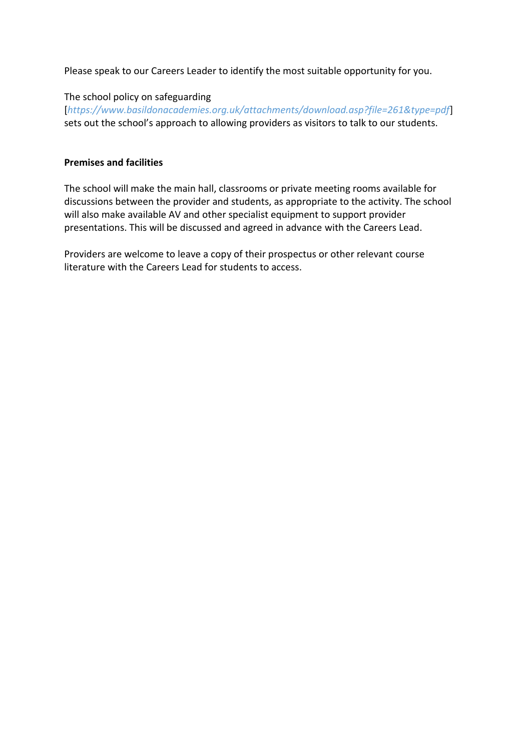Please speak to our Careers Leader to identify the most suitable opportunity for you.

The school policy on safeguarding [*https://www.basildonacademies.org.uk/attachments/download.asp?file=261&type=pdf*] sets out the school's approach to allowing providers as visitors to talk to our students.

**Premises and facilities**

The school will make the main hall, classrooms or private meeting rooms available for discussions between the provider and students, as appropriate to the activity. The school will also make available AV and other specialist equipment to support provider presentations. This will be discussed and agreed in advance with the Careers Lead.

Providers are welcome to leave a copy of their prospectus or other relevant course literature with the Careers Lead for students to access.